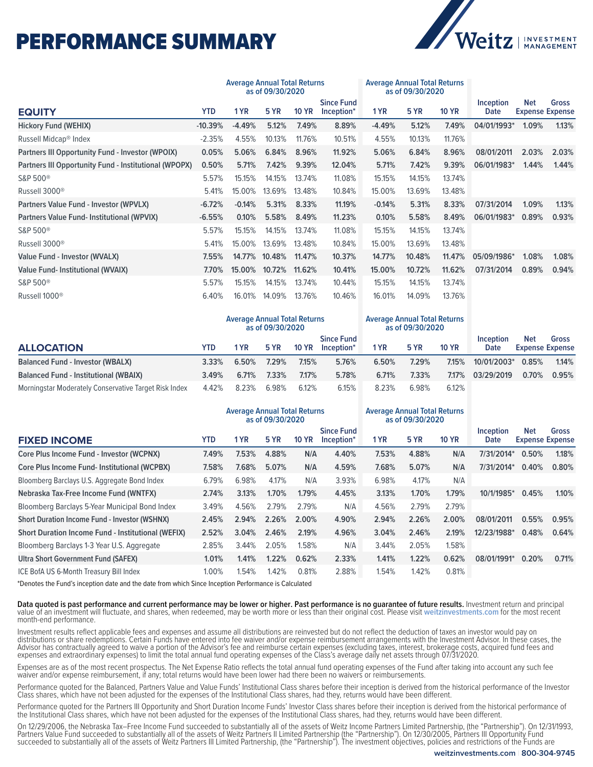# PERFORMANCE SUMMARY

| EQUITY | YTD | Average Annual Total Returns as of 09/30/2020 1 YR | 5 YR | 10 YR | Since Fund Inception* | Average Annual Total Returns as of 09/30/2020 1 YR | 5 YR | 10 YR | Inception Date | Net Expense | Gross Expense |
|---|---|---|---|---|---|---|---|---|---|---|---|
| **Hickory Fund (WEHIX)** | **-10.39%** | **-4.49%** | **5.12%** | **7.49%** | **8.89%** | **-4.49%** | **5.12%** | **7.49%** | **04/01/1993*** | **1.09%** | **1.13%** |
| Russell Midcap® Index | -2.35% | 4.55% | 10.13% | 11.76% | 10.51% | 4.55% | 10.13% | 11.76% | | | |
| **Partners III Opportunity Fund - Investor (WPOIX)** | **0.05%** | **5.06%** | **6.84%** | **8.96%** | **11.92%** | **5.06%** | **6.84%** | **8.96%** | **08/01/2011** | **2.03%** | **2.03%** |
| **Partners III Opportunity Fund - Institutional (WPOPX)** | **0.50%** | **5.71%** | **7.42%** | **9.39%** | **12.04%** | **5.71%** | **7.42%** | **9.39%** | **06/01/1983*** | **1.44%** | **1.44%** |
| S&P 500® | 5.57% | 15.15% | 14.15% | 13.74% | 11.08% | 15.15% | 14.15% | 13.74% | | | |
| Russell 3000® | 5.41% | 15.00% | 13.69% | 13.48% | 10.84% | 15.00% | 13.69% | 13.48% | | | |
| **Partners Value Fund - Investor (WPVLX)** | **-6.72%** | **-0.14%** | **5.31%** | **8.33%** | **11.19%** | **-0.14%** | **5.31%** | **8.33%** | **07/31/2014** | **1.09%** | **1.13%** |
| **Partners Value Fund- Institutional (WPVIX)** | **-6.55%** | **0.10%** | **5.58%** | **8.49%** | **11.23%** | **0.10%** | **5.58%** | **8.49%** | **06/01/1983*** | **0.89%** | **0.93%** |
| S&P 500® | 5.57% | 15.15% | 14.15% | 13.74% | 11.08% | 15.15% | 14.15% | 13.74% | | | |
| Russell 3000® | 5.41% | 15.00% | 13.69% | 13.48% | 10.84% | 15.00% | 13.69% | 13.48% | | | |
| **Value Fund - Investor (WVALX)** | **7.55%** | **14.77%** | **10.48%** | **11.47%** | **10.37%** | **14.77%** | **10.48%** | **11.47%** | **05/09/1986*** | **1.08%** | **1.08%** |
| **Value Fund- Institutional (WVAIX)** | **7.70%** | **15.00%** | **10.72%** | **11.62%** | **10.41%** | **15.00%** | **10.72%** | **11.62%** | **07/31/2014** | **0.89%** | **0.94%** |
| S&P 500® | 5.57% | 15.15% | 14.15% | 13.74% | 10.44% | 15.15% | 14.15% | 13.74% | | | |
| Russell 1000® | 6.40% | 16.01% | 14.09% | 13.76% | 10.46% | 16.01% | 14.09% | 13.76% | | | |

| ALLOCATION | YTD | Average Annual Total Returns as of 09/30/2020 1 YR | 5 YR | 10 YR | Since Fund Inception* | Average Annual Total Returns as of 09/30/2020 1 YR | 5 YR | 10 YR | Inception Date | Net Expense | Gross Expense |
|---|---|---|---|---|---|---|---|---|---|---|---|
| **Balanced Fund - Investor (WBALX)** | **3.33%** | **6.50%** | **7.29%** | **7.15%** | **5.76%** | **6.50%** | **7.29%** | **7.15%** | **10/01/2003*** | **0.85%** | **1.14%** |
| **Balanced Fund - Institutional (WBAIX)** | **3.49%** | **6.71%** | **7.33%** | **7.17%** | **5.78%** | **6.71%** | **7.33%** | **7.17%** | **03/29/2019** | **0.70%** | **0.95%** |
| Morningstar Moderately Conservative Target Risk Index | 4.42% | 8.23% | 6.98% | 6.12% | 6.15% | 8.23% | 6.98% | 6.12% | | | |

| FIXED INCOME | YTD | Average Annual Total Returns as of 09/30/2020 1 YR | 5 YR | 10 YR | Since Fund Inception* | Average Annual Total Returns as of 09/30/2020 1 YR | 5 YR | 10 YR | Inception Date | Net Expense | Gross Expense |
|---|---|---|---|---|---|---|---|---|---|---|---|
| **Core Plus Income Fund - Investor (WCPNX)** | **7.49%** | **7.53%** | **4.88%** | **N/A** | **4.40%** | **7.53%** | **4.88%** | **N/A** | **7/31/2014*** | **0.50%** | **1.18%** |
| **Core Plus Income Fund- Institutional (WCPBX)** | **7.58%** | **7.68%** | **5.07%** | **N/A** | **4.59%** | **7.68%** | **5.07%** | **N/A** | **7/31/2014*** | **0.40%** | **0.80%** |
| Bloomberg Barclays U.S. Aggregate Bond Index | 6.79% | 6.98% | 4.17% | N/A | 3.93% | 6.98% | 4.17% | N/A | | | |
| **Nebraska Tax-Free Income Fund (WNTFX)** | **2.74%** | **3.13%** | **1.70%** | **1.79%** | **4.45%** | **3.13%** | **1.70%** | **1.79%** | **10/1/1985*** | **0.45%** | **1.10%** |
| Bloomberg Barclays 5-Year Municipal Bond Index | 3.49% | 4.56% | 2.79% | 2.79% | N/A | 4.56% | 2.79% | 2.79% | | | |
| **Short Duration Income Fund - Investor (WSHNX)** | **2.45%** | **2.94%** | **2.26%** | **2.00%** | **4.90%** | **2.94%** | **2.26%** | **2.00%** | **08/01/2011** | **0.55%** | **0.95%** |
| **Short Duration Income Fund - Institutional (WEFIX)** | **2.52%** | **3.04%** | **2.46%** | **2.19%** | **4.96%** | **3.04%** | **2.46%** | **2.19%** | **12/23/1988*** | **0.48%** | **0.64%** |
| Bloomberg Barclays 1-3 Year U.S. Aggregate | 2.85% | 3.44% | 2.05% | 1.58% | N/A | 3.44% | 2.05% | 1.58% | | | |
| **Ultra Short Government Fund (SAFEX)** | **1.01%** | **1.41%** | **1.22%** | **0.62%** | **2.33%** | **1.41%** | **1.22%** | **0.62%** | **08/01/1991*** | **0.20%** | **0.71%** |
| ICE BofA US 6-Month Treasury Bill Index | 1.00% | 1.54% | 1.42% | 0.81% | 2.88% | 1.54% | 1.42% | 0.81% | | | |

*Denotes the Fund's inception date and the date from which Since Inception Performance is Calculated

**Data quoted is past performance and current performance may be lower or higher. Past performance is no guarantee of future results.** Investment return and principal value of an investment will fluctuate, and shares, when redeemed, may be worth more or less than their original cost. Please visit **weitzinvestments.com** for the most recent month-end performance.

Investment results reflect applicable fees and expenses and assume all distributions are reinvested but do not reflect the deduction of taxes an investor would pay on distributions or share redemptions. Certain Funds have entered into fee waiver and/or expense reimbursement arrangements with the Investment Advisor. In these cases, the Advisor has contractually agreed to waive a portion of the Advisor's fee and reimburse certain expenses (excluding taxes, interest, brokerage costs, acquired fund fees and expenses and extraordinary expenses) to limit the total annual fund operating expenses of the Class's average daily net assets through 07/31/2020.

Expenses are as of the most recent prospectus. The Net Expense Ratio reflects the total annual fund operating expenses of the Fund after taking into account any such fee waiver and/or expense reimbursement, if any; total returns would have been lower had there been no waivers or reimbursements.

Performance quoted for the Balanced, Partners Value and Value Funds' Institutional Class shares before their inception is derived from the historical performance of the Investor Class shares, which have not been adjusted for the expenses of the Institutional Class shares, had they, returns would have been different.

Performance quoted for the Partners III Opportunity and Short Duration Income Funds' Investor Class shares before their inception is derived from the historical performance of the Institutional Class shares, which have not been adjusted for the expenses of the Institutional Class shares, had they, returns would have been different.

On 12/29/2006, the Nebraska Tax–Free Income Fund succeeded to substantially all of the assets of Weitz Income Partners Limited Partnership, (the "Partnership"). On 12/31/1993, Partners Value Fund succeeded to substantially all of the assets of Weitz Partners II Limited Partnership (the "Partnership"). On 12/30/2005, Partners III Opportunity Fund succeeded to substantially all of the assets of Weitz Partners III Limited Partnership, (the "Partnership"). The investment objectives, policies and restrictions of the Funds are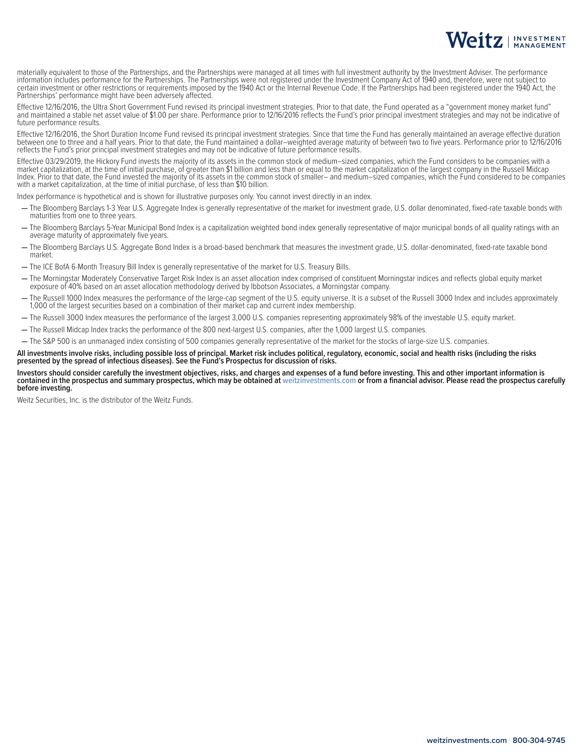materially equivalent to those of the Partnerships, and the Partnerships were managed at all times with full investment authority by the Investment Adviser. The performance information includes performance for the Partnerships. The Partnerships were not registered under the Investment Company Act of 1940 and, therefore, were not subject to certain investment or other restrictions or requirements imposed by the 1940 Act or the Internal Revenue Code. If the Partnerships had been registered under the 1940 Act, the Partnerships' performance might have been adversely affected.

Effective 12/16/2016, the Ultra Short Government Fund revised its principal investment strategies. Prior to that date, the Fund operated as a "government money market fund" and maintained a stable net asset value of $1.00 per share. Performance prior to 12/16/2016 reflects the Fund's prior principal investment strategies and may not be indicative of future performance results.

Effective 12/16/2016, the Short Duration Income Fund revised its principal investment strategies. Since that time the Fund has generally maintained an average effective duration between one to three and a half years. Prior to that date, the Fund maintained a dollar–weighted average maturity of between two to five years. Performance prior to 12/16/2016 reflects the Fund's prior principal investment strategies and may not be indicative of future performance results.

Effective 03/29/2019, the Hickory Fund invests the majority of its assets in the common stock of medium–sized companies, which the Fund considers to be companies with a market capitalization, at the time of initial purchase, of greater than $1 billion and less than or equal to the market capitalization of the largest company in the Russell Midcap Index. Prior to that date, the Fund invested the majority of its assets in the common stock of smaller– and medium–sized companies, which the Fund considered to be companies with a market capitalization, at the time of initial purchase, of less than $10 billion.

Index performance is hypothetical and is shown for illustrative purposes only. You cannot invest directly in an index.

- The Bloomberg Barclays 1-3 Year U.S. Aggregate Index is generally representative of the market for investment grade, U.S. dollar denominated, fixed-rate taxable bonds with maturities from one to three years.
- The Bloomberg Barclays 5-Year Municipal Bond Index is a capitalization weighted bond index generally representative of major municipal bonds of all quality ratings with an average maturity of approximately five years.
- The Bloomberg Barclays U.S. Aggregate Bond Index is a broad-based benchmark that measures the investment grade, U.S. dollar-denominated, fixed-rate taxable bond market.
- The ICE BofA 6-Month Treasury Bill Index is generally representative of the market for U.S. Treasury Bills.
- The Morningstar Moderately Conservative Target Risk Index is an asset allocation index comprised of constituent Morningstar indices and reflects global equity market exposure of 40% based on an asset allocation methodology derived by Ibbotson Associates, a Morningstar company.
- The Russell 1000 Index measures the performance of the large-cap segment of the U.S. equity universe. It is a subset of the Russell 3000 Index and includes approximately 1,000 of the largest securities based on a combination of their market cap and current index membership.
- The Russell 3000 Index measures the performance of the largest 3,000 U.S. companies representing approximately 98% of the investable U.S. equity market.
- The Russell Midcap Index tracks the performance of the 800 next-largest U.S. companies, after the 1,000 largest U.S. companies.
- The S&P 500 is an unmanaged index consisting of 500 companies generally representative of the market for the stocks of large-size U.S. companies.

**All investments involve risks, including possible loss of principal. Market risk includes political, regulatory, economic, social and health risks (including the risks presented by the spread of infectious diseases). See the Fund's Prospectus for discussion of risks.**

**Investors should consider carefully the investment objectives, risks, and charges and expenses of a fund before investing. This and other important information is contained in the prospectus and summary prospectus, which may be obtained at weitzinvestments.com or from a financial advisor. Please read the prospectus carefully before investing.**

Weitz Securities, Inc. is the distributor of the Weitz Funds.